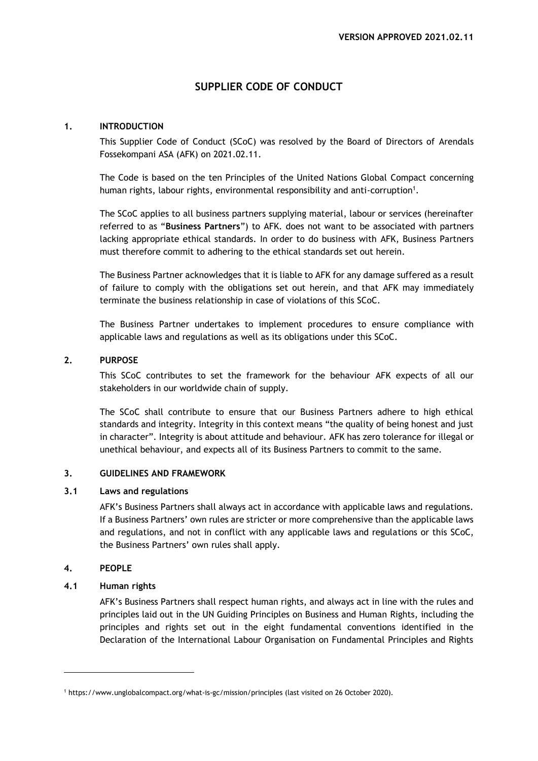**VERSION APPROVED 2021.02.11**

# SUPPLIER CODE OF CONDUCT

## 1. INTRODUCTION

This Supplier Code of Conduct (SCoC) was resolved by the Board of Directors of Arendals Fossekompani ASA (AFK) on 2021.02.11.

The Code is based on the ten Principles of the United Nations Global Compact concerning human rights, labour rights, environmental responsibility and anti-corruption[1].

The SCoC applies to all business partners supplying material, labour or services (hereinafter referred to as "**Business Partners**") to AFK. does not want to be associated with partners lacking appropriate ethical standards. In order to do business with AFK, Business Partners must therefore commit to adhering to the ethical standards set out herein.

The Business Partner acknowledges that it is liable to AFK for any damage suffered as a result of failure to comply with the obligations set out herein, and that AFK may immediately terminate the business relationship in case of violations of this SCoC.

The Business Partner undertakes to implement procedures to ensure compliance with applicable laws and regulations as well as its obligations under this SCoC.

## 2. PURPOSE

This SCoC contributes to set the framework for the behaviour AFK expects of all our stakeholders in our worldwide chain of supply.

The SCoC shall contribute to ensure that our Business Partners adhere to high ethical standards and integrity. Integrity in this context means "the quality of being honest and just in character". Integrity is about attitude and behaviour. AFK has zero tolerance for illegal or unethical behaviour, and expects all of its Business Partners to commit to the same.

## 3. GUIDELINES AND FRAMEWORK

### 3.1 Laws and regulations

AFK's Business Partners shall always act in accordance with applicable laws and regulations. If a Business Partners' own rules are stricter or more comprehensive than the applicable laws and regulations, and not in conflict with any applicable laws and regulations or this SCoC, the Business Partners' own rules shall apply.

## 4. PEOPLE

### 4.1 Human rights

AFK's Business Partners shall respect human rights, and always act in line with the rules and principles laid out in the UN Guiding Principles on Business and Human Rights, including the principles and rights set out in the eight fundamental conventions identified in the Declaration of the International Labour Organisation on Fundamental Principles and Rights

[1] https://www.unglobalcompact.org/what-is-gc/mission/principles (last visited on 26 October 2020).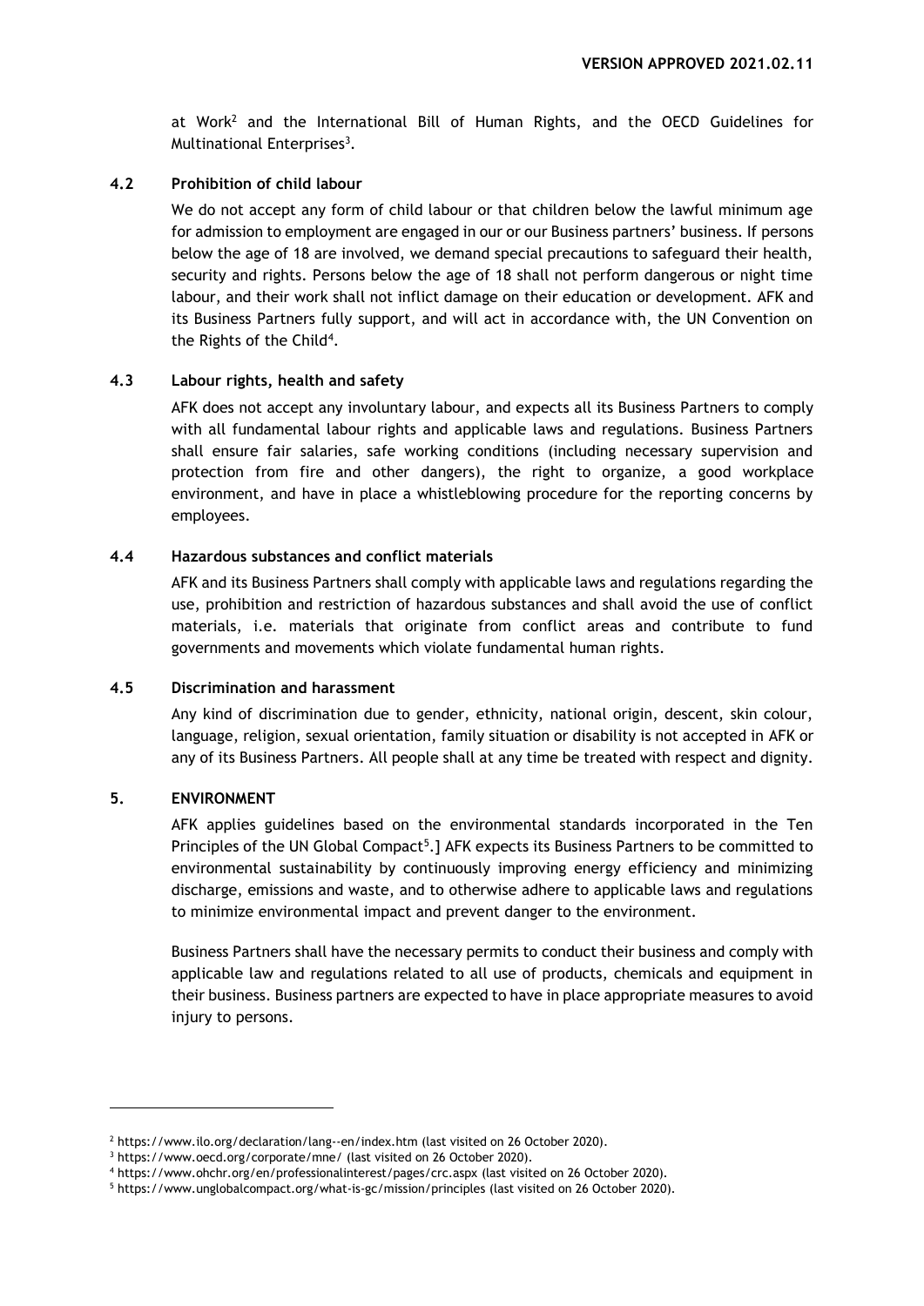at Work[2] and the International Bill of Human Rights, and the OECD Guidelines for Multinational Enterprises[3].

### 4.2 Prohibition of child labour

We do not accept any form of child labour or that children below the lawful minimum age for admission to employment are engaged in our or our Business partners' business. If persons below the age of 18 are involved, we demand special precautions to safeguard their health, security and rights. Persons below the age of 18 shall not perform dangerous or night time labour, and their work shall not inflict damage on their education or development. AFK and its Business Partners fully support, and will act in accordance with, the UN Convention on the Rights of the Child[4].

### 4.3 Labour rights, health and safety

AFK does not accept any involuntary labour, and expects all its Business Partners to comply with all fundamental labour rights and applicable laws and regulations. Business Partners shall ensure fair salaries, safe working conditions (including necessary supervision and protection from fire and other dangers), the right to organize, a good workplace environment, and have in place a whistleblowing procedure for the reporting concerns by employees.

### 4.4 Hazardous substances and conflict materials

AFK and its Business Partners shall comply with applicable laws and regulations regarding the use, prohibition and restriction of hazardous substances and shall avoid the use of conflict materials, i.e. materials that originate from conflict areas and contribute to fund governments and movements which violate fundamental human rights.

### 4.5 Discrimination and harassment

Any kind of discrimination due to gender, ethnicity, national origin, descent, skin colour, language, religion, sexual orientation, family situation or disability is not accepted in AFK or any of its Business Partners. All people shall at any time be treated with respect and dignity.

## 5. ENVIRONMENT

AFK applies guidelines based on the environmental standards incorporated in the Ten Principles of the UN Global Compact[5].] AFK expects its Business Partners to be committed to environmental sustainability by continuously improving energy efficiency and minimizing discharge, emissions and waste, and to otherwise adhere to applicable laws and regulations to minimize environmental impact and prevent danger to the environment.

Business Partners shall have the necessary permits to conduct their business and comply with applicable law and regulations related to all use of products, chemicals and equipment in their business. Business partners are expected to have in place appropriate measures to avoid injury to persons.

---

[2] https://www.ilo.org/declaration/lang--en/index.htm (last visited on 26 October 2020).

[3] https://www.oecd.org/corporate/mne/ (last visited on 26 October 2020).

[4] https://www.ohchr.org/en/professionalinterest/pages/crc.aspx (last visited on 26 October 2020).

[5] https://www.unglobalcompact.org/what-is-gc/mission/principles (last visited on 26 October 2020).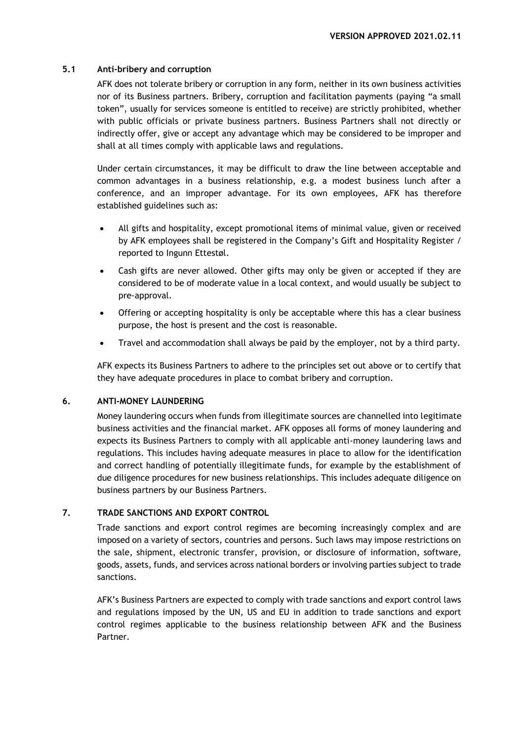### 5.1 Anti-bribery and corruption

AFK does not tolerate bribery or corruption in any form, neither in its own business activities nor of its Business partners. Bribery, corruption and facilitation payments (paying "a small token", usually for services someone is entitled to receive) are strictly prohibited, whether with public officials or private business partners. Business Partners shall not directly or indirectly offer, give or accept any advantage which may be considered to be improper and shall at all times comply with applicable laws and regulations.

Under certain circumstances, it may be difficult to draw the line between acceptable and common advantages in a business relationship, e.g. a modest business lunch after a conference, and an improper advantage. For its own employees, AFK has therefore established guidelines such as:

- All gifts and hospitality, except promotional items of minimal value, given or received by AFK employees shall be registered in the Company's Gift and Hospitality Register / reported to Ingunn Ettestøl.
- Cash gifts are never allowed. Other gifts may only be given or accepted if they are considered to be of moderate value in a local context, and would usually be subject to pre-approval.
- Offering or accepting hospitality is only be acceptable where this has a clear business purpose, the host is present and the cost is reasonable.
- Travel and accommodation shall always be paid by the employer, not by a third party.

AFK expects its Business Partners to adhere to the principles set out above or to certify that they have adequate procedures in place to combat bribery and corruption.

## 6. ANTI-MONEY LAUNDERING

Money laundering occurs when funds from illegitimate sources are channelled into legitimate business activities and the financial market. AFK opposes all forms of money laundering and expects its Business Partners to comply with all applicable anti-money laundering laws and regulations. This includes having adequate measures in place to allow for the identification and correct handling of potentially illegitimate funds, for example by the establishment of due diligence procedures for new business relationships. This includes adequate diligence on business partners by our Business Partners.

## 7. TRADE SANCTIONS AND EXPORT CONTROL

Trade sanctions and export control regimes are becoming increasingly complex and are imposed on a variety of sectors, countries and persons. Such laws may impose restrictions on the sale, shipment, electronic transfer, provision, or disclosure of information, software, goods, assets, funds, and services across national borders or involving parties subject to trade sanctions.

AFK's Business Partners are expected to comply with trade sanctions and export control laws and regulations imposed by the UN, US and EU in addition to trade sanctions and export control regimes applicable to the business relationship between AFK and the Business Partner.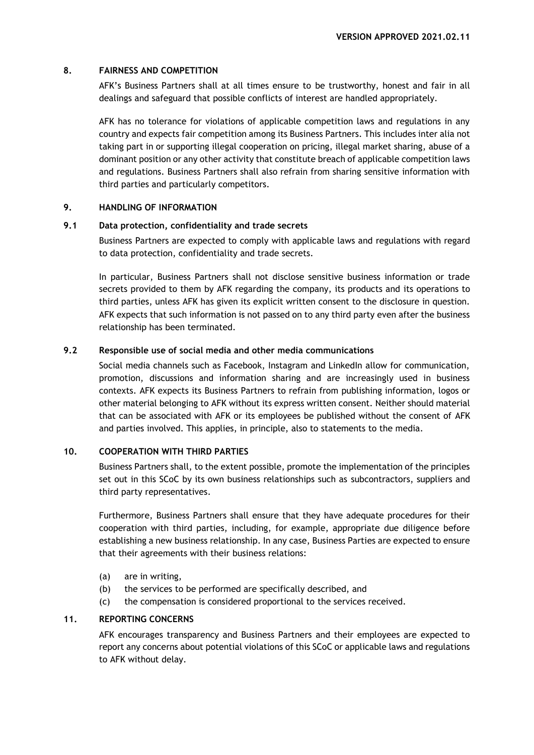## 8. FAIRNESS AND COMPETITION

AFK's Business Partners shall at all times ensure to be trustworthy, honest and fair in all dealings and safeguard that possible conflicts of interest are handled appropriately.

AFK has no tolerance for violations of applicable competition laws and regulations in any country and expects fair competition among its Business Partners. This includes inter alia not taking part in or supporting illegal cooperation on pricing, illegal market sharing, abuse of a dominant position or any other activity that constitute breach of applicable competition laws and regulations. Business Partners shall also refrain from sharing sensitive information with third parties and particularly competitors.

## 9. HANDLING OF INFORMATION

### 9.1 Data protection, confidentiality and trade secrets

Business Partners are expected to comply with applicable laws and regulations with regard to data protection, confidentiality and trade secrets.

In particular, Business Partners shall not disclose sensitive business information or trade secrets provided to them by AFK regarding the company, its products and its operations to third parties, unless AFK has given its explicit written consent to the disclosure in question. AFK expects that such information is not passed on to any third party even after the business relationship has been terminated.

### 9.2 Responsible use of social media and other media communications

Social media channels such as Facebook, Instagram and LinkedIn allow for communication, promotion, discussions and information sharing and are increasingly used in business contexts. AFK expects its Business Partners to refrain from publishing information, logos or other material belonging to AFK without its express written consent. Neither should material that can be associated with AFK or its employees be published without the consent of AFK and parties involved. This applies, in principle, also to statements to the media.

## 10. COOPERATION WITH THIRD PARTIES

Business Partners shall, to the extent possible, promote the implementation of the principles set out in this SCoC by its own business relationships such as subcontractors, suppliers and third party representatives.

Furthermore, Business Partners shall ensure that they have adequate procedures for their cooperation with third parties, including, for example, appropriate due diligence before establishing a new business relationship. In any case, Business Parties are expected to ensure that their agreements with their business relations:

(a) are in writing,
(b) the services to be performed are specifically described, and
(c) the compensation is considered proportional to the services received.

## 11. REPORTING CONCERNS

AFK encourages transparency and Business Partners and their employees are expected to report any concerns about potential violations of this SCoC or applicable laws and regulations to AFK without delay.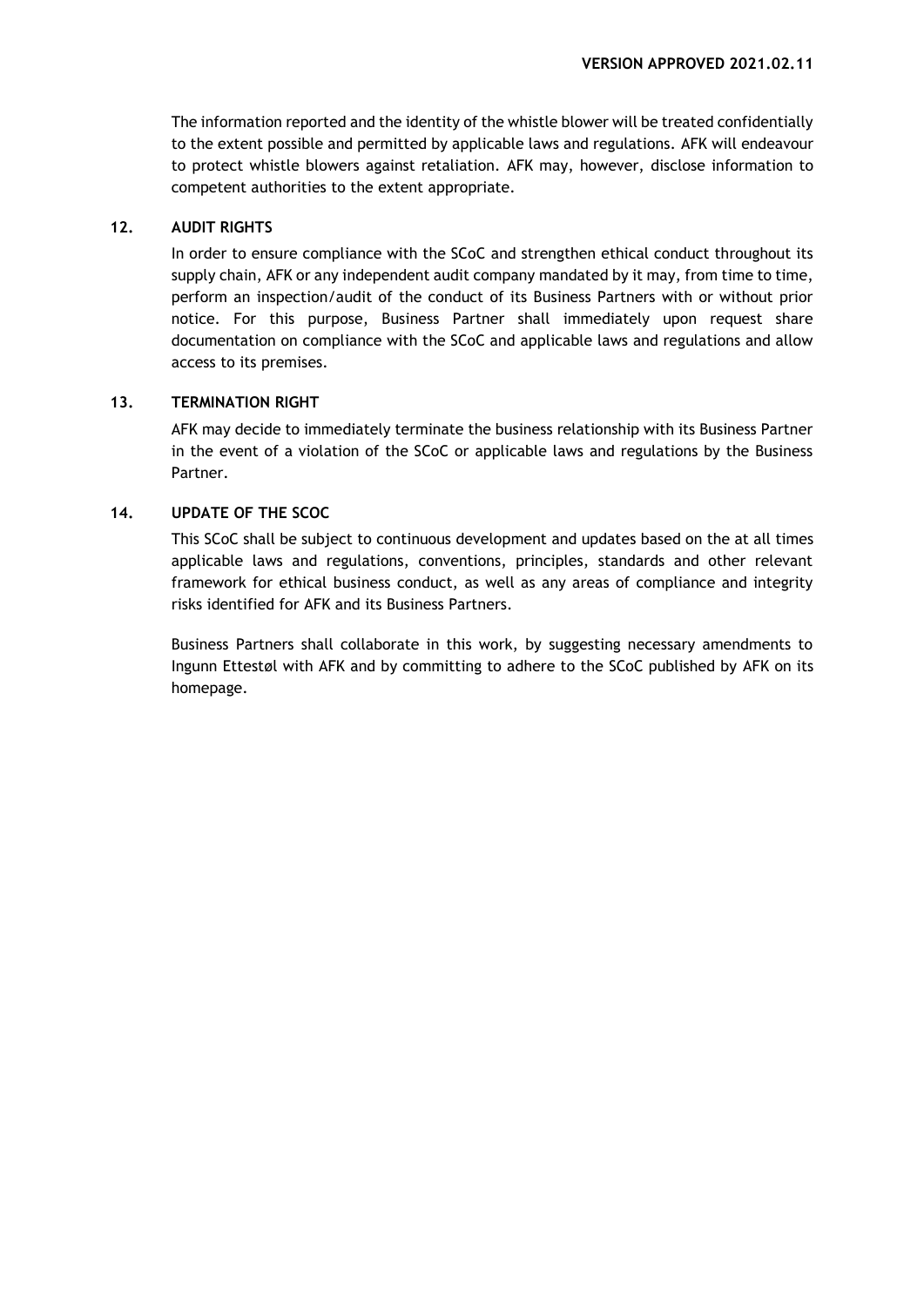The information reported and the identity of the whistle blower will be treated confidentially to the extent possible and permitted by applicable laws and regulations. AFK will endeavour to protect whistle blowers against retaliation. AFK may, however, disclose information to competent authorities to the extent appropriate.

## 12. AUDIT RIGHTS

In order to ensure compliance with the SCoC and strengthen ethical conduct throughout its supply chain, AFK or any independent audit company mandated by it may, from time to time, perform an inspection/audit of the conduct of its Business Partners with or without prior notice. For this purpose, Business Partner shall immediately upon request share documentation on compliance with the SCoC and applicable laws and regulations and allow access to its premises.

## 13. TERMINATION RIGHT

AFK may decide to immediately terminate the business relationship with its Business Partner in the event of a violation of the SCoC or applicable laws and regulations by the Business Partner.

## 14. UPDATE OF THE SCOC

This SCoC shall be subject to continuous development and updates based on the at all times applicable laws and regulations, conventions, principles, standards and other relevant framework for ethical business conduct, as well as any areas of compliance and integrity risks identified for AFK and its Business Partners.

Business Partners shall collaborate in this work, by suggesting necessary amendments to Ingunn Ettestøl with AFK and by committing to adhere to the SCoC published by AFK on its homepage.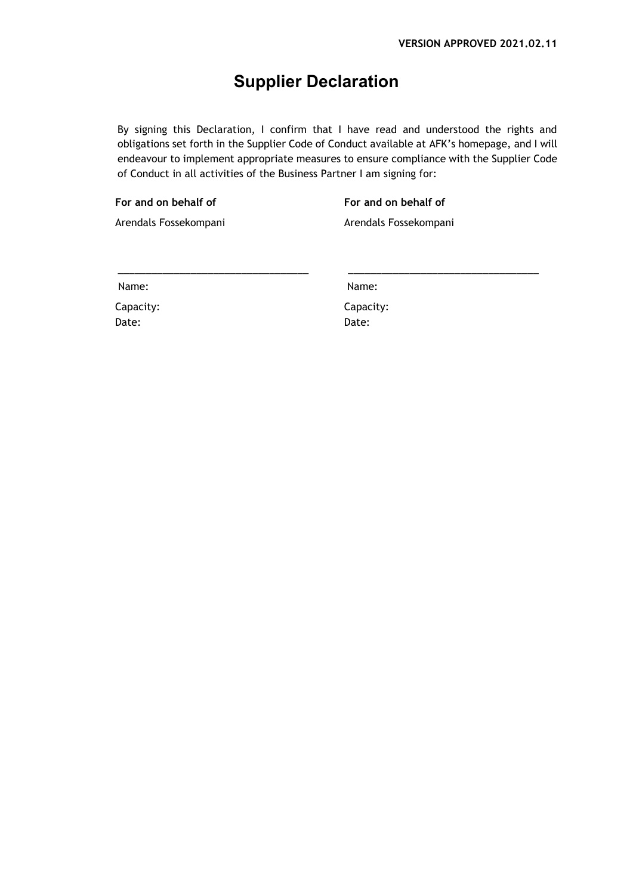VERSION APPROVED 2021.02.11

# Supplier Declaration

By signing this Declaration, I confirm that I have read and understood the rights and obligations set forth in the Supplier Code of Conduct available at AFK's homepage, and I will endeavour to implement appropriate measures to ensure compliance with the Supplier Code of Conduct in all activities of the Business Partner I am signing for:

| | |
|---|---|
| **For and on behalf of** | **For and on behalf of** |
| Arendals Fossekompani | Arendals Fossekompani |
| ________________________________ | ________________________________ |
| Name: | Name: |
| Capacity: | Capacity: |
| Date: | Date: |